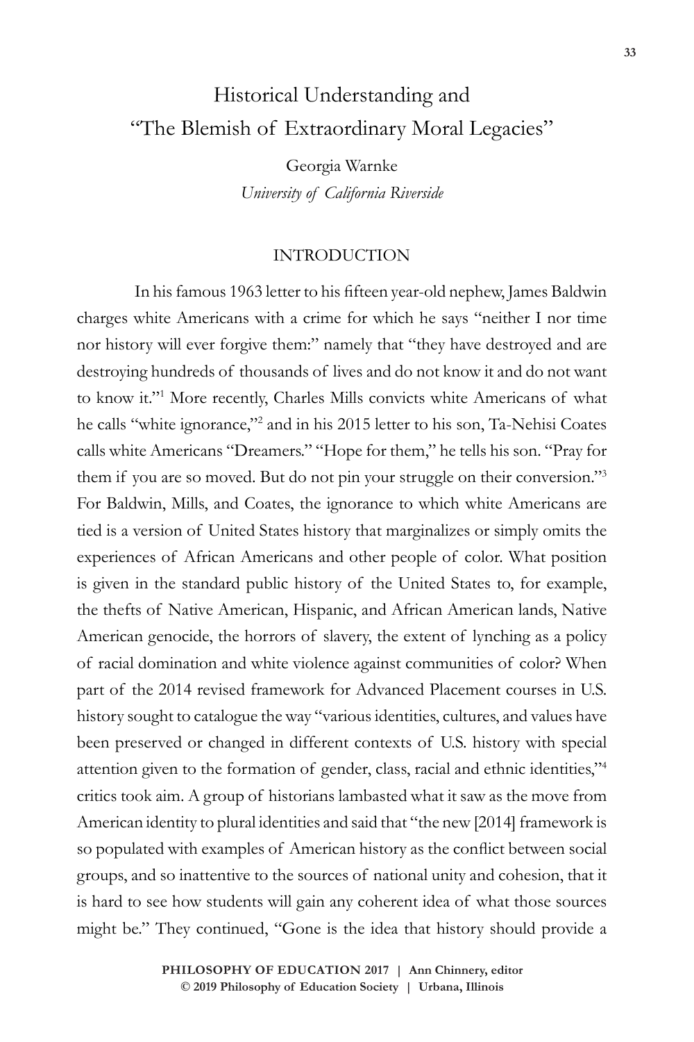# Historical Understanding and "The Blemish of Extraordinary Moral Legacies"

Georgia Warnke
*University of California Riverside*

## INTRODUCTION

In his famous 1963 letter to his fifteen year-old nephew, James Baldwin charges white Americans with a crime for which he says "neither I nor time nor history will ever forgive them:" namely that "they have destroyed and are destroying hundreds of thousands of lives and do not know it and do not want to know it."[1] More recently, Charles Mills convicts white Americans of what he calls "white ignorance,"[2] and in his 2015 letter to his son, Ta-Nehisi Coates calls white Americans "Dreamers." "Hope for them," he tells his son. "Pray for them if you are so moved. But do not pin your struggle on their conversion."[3] For Baldwin, Mills, and Coates, the ignorance to which white Americans are tied is a version of United States history that marginalizes or simply omits the experiences of African Americans and other people of color. What position is given in the standard public history of the United States to, for example, the thefts of Native American, Hispanic, and African American lands, Native American genocide, the horrors of slavery, the extent of lynching as a policy of racial domination and white violence against communities of color? When part of the 2014 revised framework for Advanced Placement courses in U.S. history sought to catalogue the way "various identities, cultures, and values have been preserved or changed in different contexts of U.S. history with special attention given to the formation of gender, class, racial and ethnic identities,"[4] critics took aim. A group of historians lambasted what it saw as the move from American identity to plural identities and said that "the new [2014] framework is so populated with examples of American history as the conflict between social groups, and so inattentive to the sources of national unity and cohesion, that it is hard to see how students will gain any coherent idea of what those sources might be." They continued, "Gone is the idea that history should provide a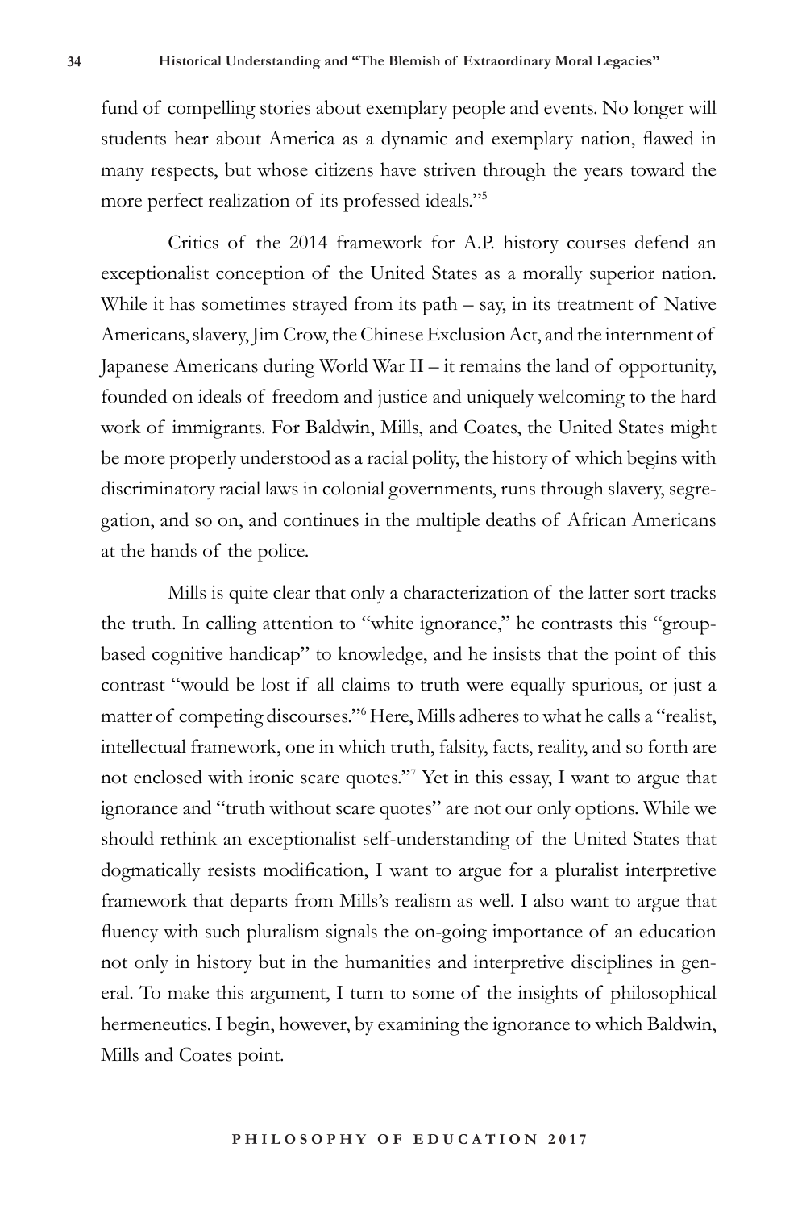fund of compelling stories about exemplary people and events. No longer will students hear about America as a dynamic and exemplary nation, flawed in many respects, but whose citizens have striven through the years toward the more perfect realization of its professed ideals."[5]

Critics of the 2014 framework for A.P. history courses defend an exceptionalist conception of the United States as a morally superior nation. While it has sometimes strayed from its path – say, in its treatment of Native Americans, slavery, Jim Crow, the Chinese Exclusion Act, and the internment of Japanese Americans during World War II – it remains the land of opportunity, founded on ideals of freedom and justice and uniquely welcoming to the hard work of immigrants. For Baldwin, Mills, and Coates, the United States might be more properly understood as a racial polity, the history of which begins with discriminatory racial laws in colonial governments, runs through slavery, segregation, and so on, and continues in the multiple deaths of African Americans at the hands of the police.

Mills is quite clear that only a characterization of the latter sort tracks the truth. In calling attention to "white ignorance," he contrasts this "group-based cognitive handicap" to knowledge, and he insists that the point of this contrast "would be lost if all claims to truth were equally spurious, or just a matter of competing discourses."[6] Here, Mills adheres to what he calls a "realist, intellectual framework, one in which truth, falsity, facts, reality, and so forth are not enclosed with ironic scare quotes."[7] Yet in this essay, I want to argue that ignorance and "truth without scare quotes" are not our only options. While we should rethink an exceptionalist self-understanding of the United States that dogmatically resists modification, I want to argue for a pluralist interpretive framework that departs from Mills's realism as well. I also want to argue that fluency with such pluralism signals the on-going importance of an education not only in history but in the humanities and interpretive disciplines in general. To make this argument, I turn to some of the insights of philosophical hermeneutics. I begin, however, by examining the ignorance to which Baldwin, Mills and Coates point.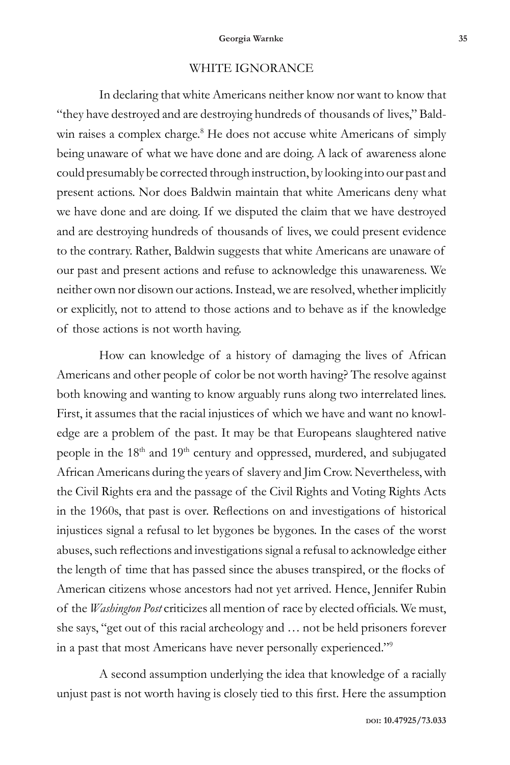## WHITE IGNORANCE

In declaring that white Americans neither know nor want to know that "they have destroyed and are destroying hundreds of thousands of lives," Baldwin raises a complex charge.[8] He does not accuse white Americans of simply being unaware of what we have done and are doing. A lack of awareness alone could presumably be corrected through instruction, by looking into our past and present actions. Nor does Baldwin maintain that white Americans deny what we have done and are doing. If we disputed the claim that we have destroyed and are destroying hundreds of thousands of lives, we could present evidence to the contrary. Rather, Baldwin suggests that white Americans are unaware of our past and present actions and refuse to acknowledge this unawareness. We neither own nor disown our actions. Instead, we are resolved, whether implicitly or explicitly, not to attend to those actions and to behave as if the knowledge of those actions is not worth having.

How can knowledge of a history of damaging the lives of African Americans and other people of color be not worth having? The resolve against both knowing and wanting to know arguably runs along two interrelated lines. First, it assumes that the racial injustices of which we have and want no knowledge are a problem of the past. It may be that Europeans slaughtered native people in the 18th and 19th century and oppressed, murdered, and subjugated African Americans during the years of slavery and Jim Crow. Nevertheless, with the Civil Rights era and the passage of the Civil Rights and Voting Rights Acts in the 1960s, that past is over. Reflections on and investigations of historical injustices signal a refusal to let bygones be bygones. In the cases of the worst abuses, such reflections and investigations signal a refusal to acknowledge either the length of time that has passed since the abuses transpired, or the flocks of American citizens whose ancestors had not yet arrived. Hence, Jennifer Rubin of the *Washington Post* criticizes all mention of race by elected officials. We must, she says, "get out of this racial archeology and … not be held prisoners forever in a past that most Americans have never personally experienced."[9]

A second assumption underlying the idea that knowledge of a racially unjust past is not worth having is closely tied to this first. Here the assumption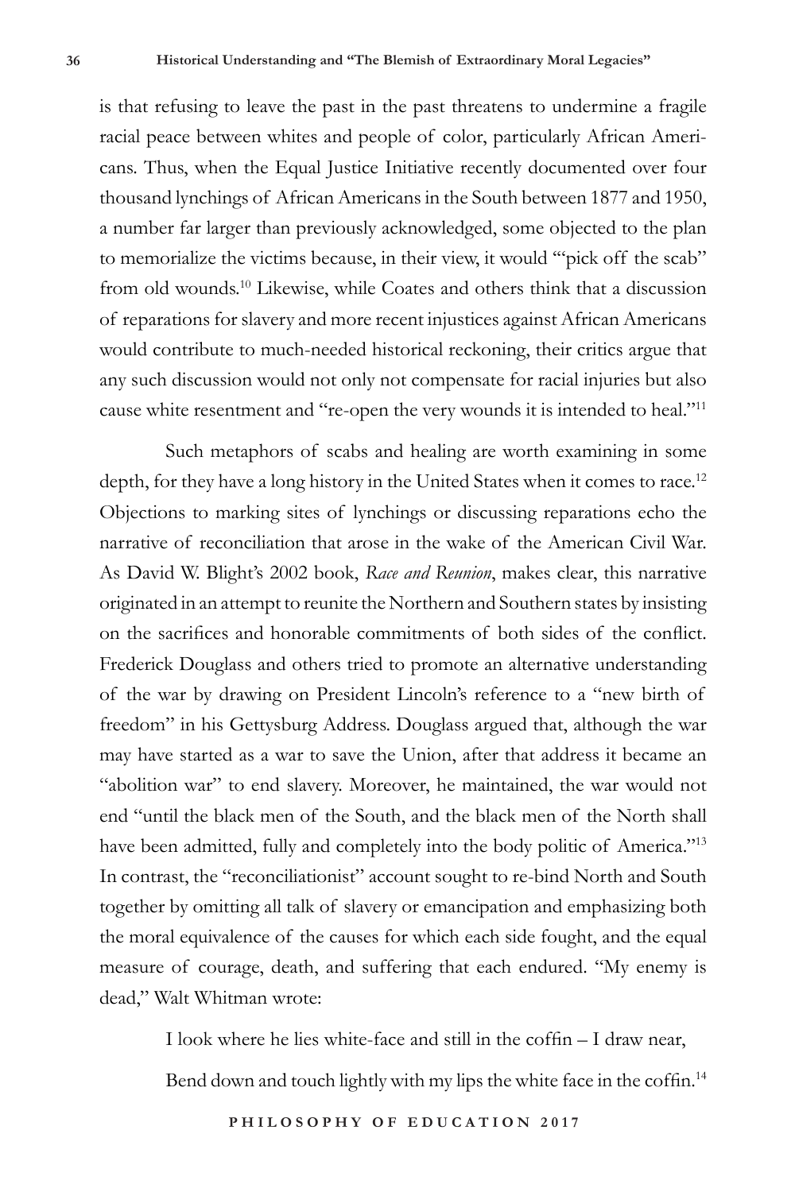is that refusing to leave the past in the past threatens to undermine a fragile racial peace between whites and people of color, particularly African Americans. Thus, when the Equal Justice Initiative recently documented over four thousand lynchings of African Americans in the South between 1877 and 1950, a number far larger than previously acknowledged, some objected to the plan to memorialize the victims because, in their view, it would "'pick off the scab" from old wounds.[10] Likewise, while Coates and others think that a discussion of reparations for slavery and more recent injustices against African Americans would contribute to much-needed historical reckoning, their critics argue that any such discussion would not only not compensate for racial injuries but also cause white resentment and "re-open the very wounds it is intended to heal."[11]

Such metaphors of scabs and healing are worth examining in some depth, for they have a long history in the United States when it comes to race.[12] Objections to marking sites of lynchings or discussing reparations echo the narrative of reconciliation that arose in the wake of the American Civil War. As David W. Blight's 2002 book, *Race and Reunion*, makes clear, this narrative originated in an attempt to reunite the Northern and Southern states by insisting on the sacrifices and honorable commitments of both sides of the conflict. Frederick Douglass and others tried to promote an alternative understanding of the war by drawing on President Lincoln's reference to a "new birth of freedom" in his Gettysburg Address. Douglass argued that, although the war may have started as a war to save the Union, after that address it became an "abolition war" to end slavery. Moreover, he maintained, the war would not end "until the black men of the South, and the black men of the North shall have been admitted, fully and completely into the body politic of America."[13] In contrast, the "reconciliationist" account sought to re-bind North and South together by omitting all talk of slavery or emancipation and emphasizing both the moral equivalence of the causes for which each side fought, and the equal measure of courage, death, and suffering that each endured. "My enemy is dead," Walt Whitman wrote:

> I look where he lies white-face and still in the coffin – I draw near,
>
> Bend down and touch lightly with my lips the white face in the coffin.[14]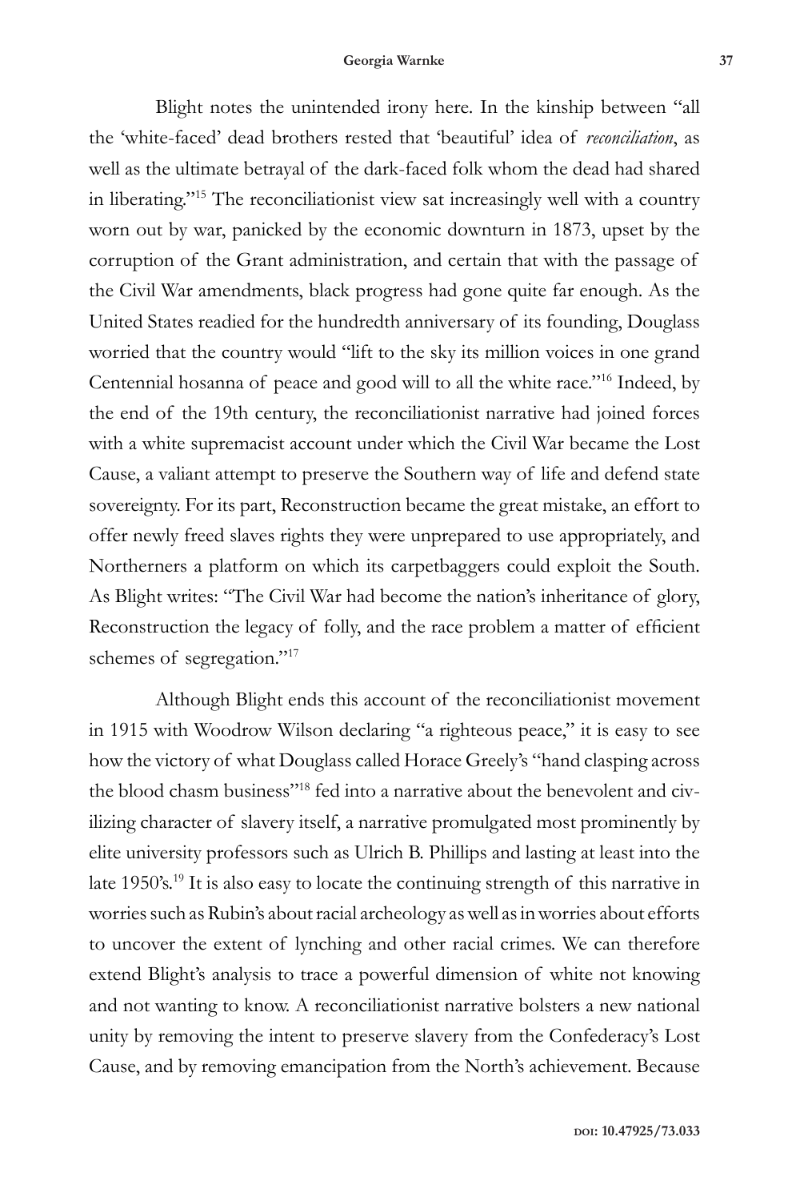Blight notes the unintended irony here. In the kinship between "all the 'white-faced' dead brothers rested that 'beautiful' idea of *reconciliation*, as well as the ultimate betrayal of the dark-faced folk whom the dead had shared in liberating."[15] The reconciliationist view sat increasingly well with a country worn out by war, panicked by the economic downturn in 1873, upset by the corruption of the Grant administration, and certain that with the passage of the Civil War amendments, black progress had gone quite far enough. As the United States readied for the hundredth anniversary of its founding, Douglass worried that the country would "lift to the sky its million voices in one grand Centennial hosanna of peace and good will to all the white race."[16] Indeed, by the end of the 19th century, the reconciliationist narrative had joined forces with a white supremacist account under which the Civil War became the Lost Cause, a valiant attempt to preserve the Southern way of life and defend state sovereignty. For its part, Reconstruction became the great mistake, an effort to offer newly freed slaves rights they were unprepared to use appropriately, and Northerners a platform on which its carpetbaggers could exploit the South. As Blight writes: "The Civil War had become the nation's inheritance of glory, Reconstruction the legacy of folly, and the race problem a matter of efficient schemes of segregation."[17]

Although Blight ends this account of the reconciliationist movement in 1915 with Woodrow Wilson declaring "a righteous peace," it is easy to see how the victory of what Douglass called Horace Greely's "hand clasping across the blood chasm business"[18] fed into a narrative about the benevolent and civilizing character of slavery itself, a narrative promulgated most prominently by elite university professors such as Ulrich B. Phillips and lasting at least into the late 1950's.[19] It is also easy to locate the continuing strength of this narrative in worries such as Rubin's about racial archeology as well as in worries about efforts to uncover the extent of lynching and other racial crimes. We can therefore extend Blight's analysis to trace a powerful dimension of white not knowing and not wanting to know. A reconciliationist narrative bolsters a new national unity by removing the intent to preserve slavery from the Confederacy's Lost Cause, and by removing emancipation from the North's achievement. Because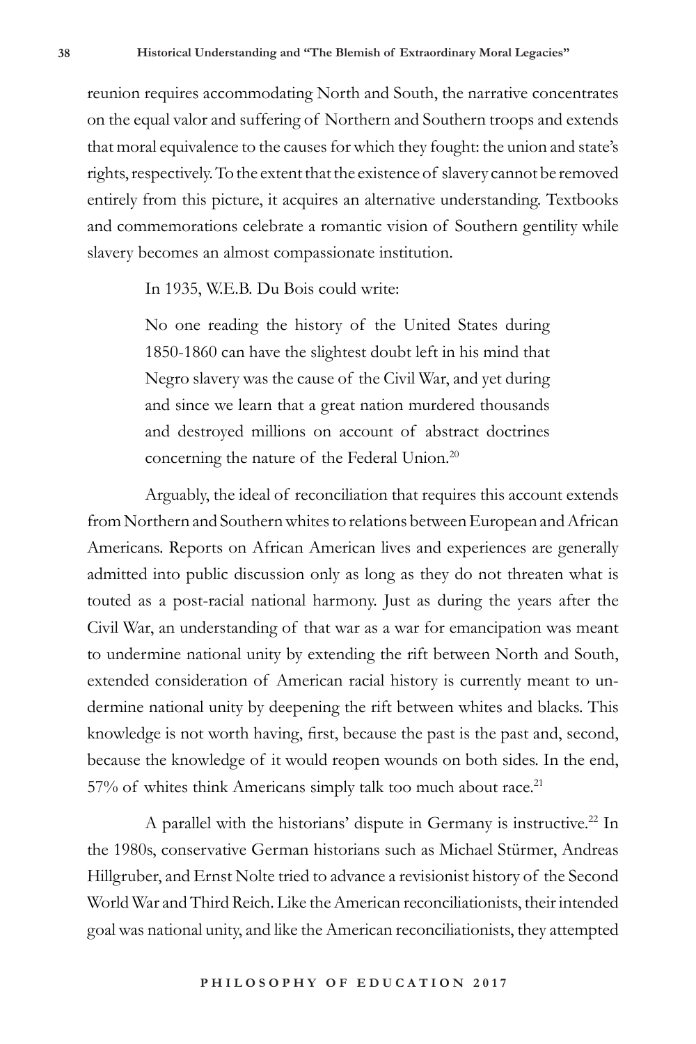reunion requires accommodating North and South, the narrative concentrates on the equal valor and suffering of Northern and Southern troops and extends that moral equivalence to the causes for which they fought: the union and state's rights, respectively. To the extent that the existence of slavery cannot be removed entirely from this picture, it acquires an alternative understanding. Textbooks and commemorations celebrate a romantic vision of Southern gentility while slavery becomes an almost compassionate institution.

In 1935, W.E.B. Du Bois could write:

> No one reading the history of the United States during 1850-1860 can have the slightest doubt left in his mind that Negro slavery was the cause of the Civil War, and yet during and since we learn that a great nation murdered thousands and destroyed millions on account of abstract doctrines concerning the nature of the Federal Union.[20]

Arguably, the ideal of reconciliation that requires this account extends from Northern and Southern whites to relations between European and African Americans. Reports on African American lives and experiences are generally admitted into public discussion only as long as they do not threaten what is touted as a post-racial national harmony. Just as during the years after the Civil War, an understanding of that war as a war for emancipation was meant to undermine national unity by extending the rift between North and South, extended consideration of American racial history is currently meant to undermine national unity by deepening the rift between whites and blacks. This knowledge is not worth having, first, because the past is the past and, second, because the knowledge of it would reopen wounds on both sides. In the end, 57% of whites think Americans simply talk too much about race.[21]

A parallel with the historians' dispute in Germany is instructive.[22] In the 1980s, conservative German historians such as Michael Stürmer, Andreas Hillgruber, and Ernst Nolte tried to advance a revisionist history of the Second World War and Third Reich. Like the American reconciliationists, their intended goal was national unity, and like the American reconciliationists, they attempted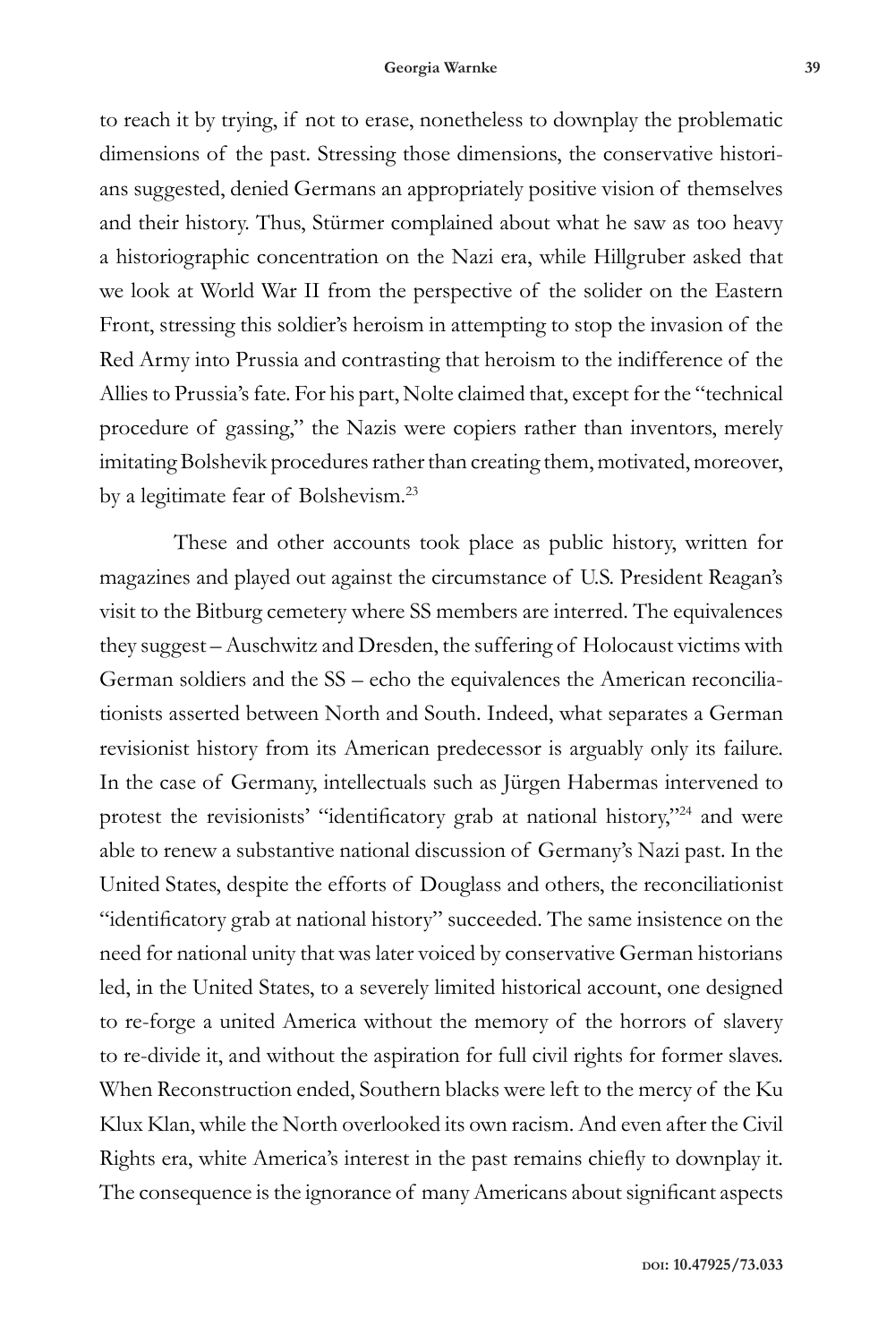to reach it by trying, if not to erase, nonetheless to downplay the problematic dimensions of the past. Stressing those dimensions, the conservative historians suggested, denied Germans an appropriately positive vision of themselves and their history. Thus, Stürmer complained about what he saw as too heavy a historiographic concentration on the Nazi era, while Hillgruber asked that we look at World War II from the perspective of the solider on the Eastern Front, stressing this soldier's heroism in attempting to stop the invasion of the Red Army into Prussia and contrasting that heroism to the indifference of the Allies to Prussia's fate. For his part, Nolte claimed that, except for the "technical procedure of gassing," the Nazis were copiers rather than inventors, merely imitating Bolshevik procedures rather than creating them, motivated, moreover, by a legitimate fear of Bolshevism.[23]

These and other accounts took place as public history, written for magazines and played out against the circumstance of U.S. President Reagan's visit to the Bitburg cemetery where SS members are interred. The equivalences they suggest – Auschwitz and Dresden, the suffering of Holocaust victims with German soldiers and the SS – echo the equivalences the American reconciliationists asserted between North and South. Indeed, what separates a German revisionist history from its American predecessor is arguably only its failure. In the case of Germany, intellectuals such as Jürgen Habermas intervened to protest the revisionists' "identificatory grab at national history,"[24] and were able to renew a substantive national discussion of Germany's Nazi past. In the United States, despite the efforts of Douglass and others, the reconciliationist "identificatory grab at national history" succeeded. The same insistence on the need for national unity that was later voiced by conservative German historians led, in the United States, to a severely limited historical account, one designed to re-forge a united America without the memory of the horrors of slavery to re-divide it, and without the aspiration for full civil rights for former slaves. When Reconstruction ended, Southern blacks were left to the mercy of the Ku Klux Klan, while the North overlooked its own racism. And even after the Civil Rights era, white America's interest in the past remains chiefly to downplay it. The consequence is the ignorance of many Americans about significant aspects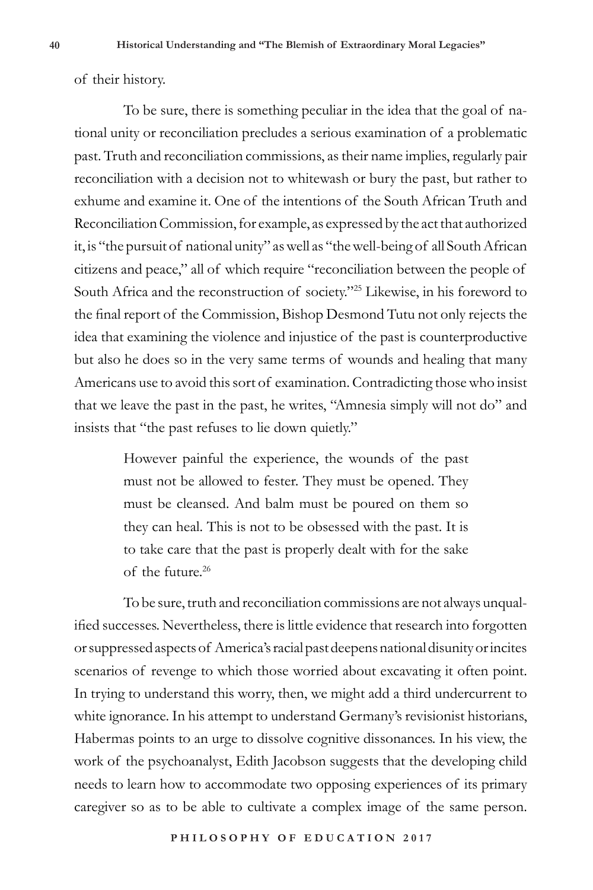of their history.

To be sure, there is something peculiar in the idea that the goal of national unity or reconciliation precludes a serious examination of a problematic past. Truth and reconciliation commissions, as their name implies, regularly pair reconciliation with a decision not to whitewash or bury the past, but rather to exhume and examine it. One of the intentions of the South African Truth and Reconciliation Commission, for example, as expressed by the act that authorized it, is "the pursuit of national unity" as well as "the well-being of all South African citizens and peace," all of which require "reconciliation between the people of South Africa and the reconstruction of society."[25] Likewise, in his foreword to the final report of the Commission, Bishop Desmond Tutu not only rejects the idea that examining the violence and injustice of the past is counterproductive but also he does so in the very same terms of wounds and healing that many Americans use to avoid this sort of examination. Contradicting those who insist that we leave the past in the past, he writes, "Amnesia simply will not do" and insists that "the past refuses to lie down quietly."

> However painful the experience, the wounds of the past must not be allowed to fester. They must be opened. They must be cleansed. And balm must be poured on them so they can heal. This is not to be obsessed with the past. It is to take care that the past is properly dealt with for the sake of the future.[26]

To be sure, truth and reconciliation commissions are not always unqualified successes. Nevertheless, there is little evidence that research into forgotten or suppressed aspects of America's racial past deepens national disunity or incites scenarios of revenge to which those worried about excavating it often point. In trying to understand this worry, then, we might add a third undercurrent to white ignorance. In his attempt to understand Germany's revisionist historians, Habermas points to an urge to dissolve cognitive dissonances. In his view, the work of the psychoanalyst, Edith Jacobson suggests that the developing child needs to learn how to accommodate two opposing experiences of its primary caregiver so as to be able to cultivate a complex image of the same person.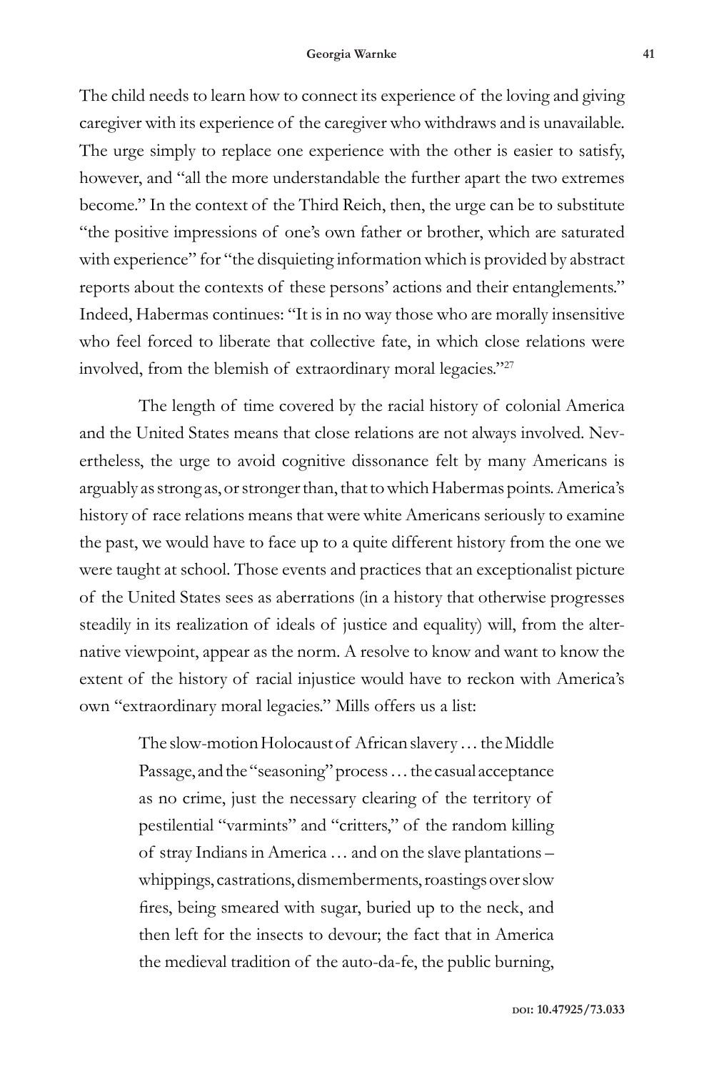The child needs to learn how to connect its experience of the loving and giving caregiver with its experience of the caregiver who withdraws and is unavailable. The urge simply to replace one experience with the other is easier to satisfy, however, and "all the more understandable the further apart the two extremes become." In the context of the Third Reich, then, the urge can be to substitute "the positive impressions of one's own father or brother, which are saturated with experience" for "the disquieting information which is provided by abstract reports about the contexts of these persons' actions and their entanglements." Indeed, Habermas continues: "It is in no way those who are morally insensitive who feel forced to liberate that collective fate, in which close relations were involved, from the blemish of extraordinary moral legacies."[27]

The length of time covered by the racial history of colonial America and the United States means that close relations are not always involved. Nevertheless, the urge to avoid cognitive dissonance felt by many Americans is arguably as strong as, or stronger than, that to which Habermas points. America's history of race relations means that were white Americans seriously to examine the past, we would have to face up to a quite different history from the one we were taught at school. Those events and practices that an exceptionalist picture of the United States sees as aberrations (in a history that otherwise progresses steadily in its realization of ideals of justice and equality) will, from the alternative viewpoint, appear as the norm. A resolve to know and want to know the extent of the history of racial injustice would have to reckon with America's own "extraordinary moral legacies." Mills offers us a list:

> The slow-motion Holocaust of African slavery … the Middle Passage, and the "seasoning" process … the casual acceptance as no crime, just the necessary clearing of the territory of pestilential "varmints" and "critters," of the random killing of stray Indians in America … and on the slave plantations – whippings, castrations, dismemberments, roastings over slow fires, being smeared with sugar, buried up to the neck, and then left for the insects to devour; the fact that in America the medieval tradition of the auto-da-fe, the public burning,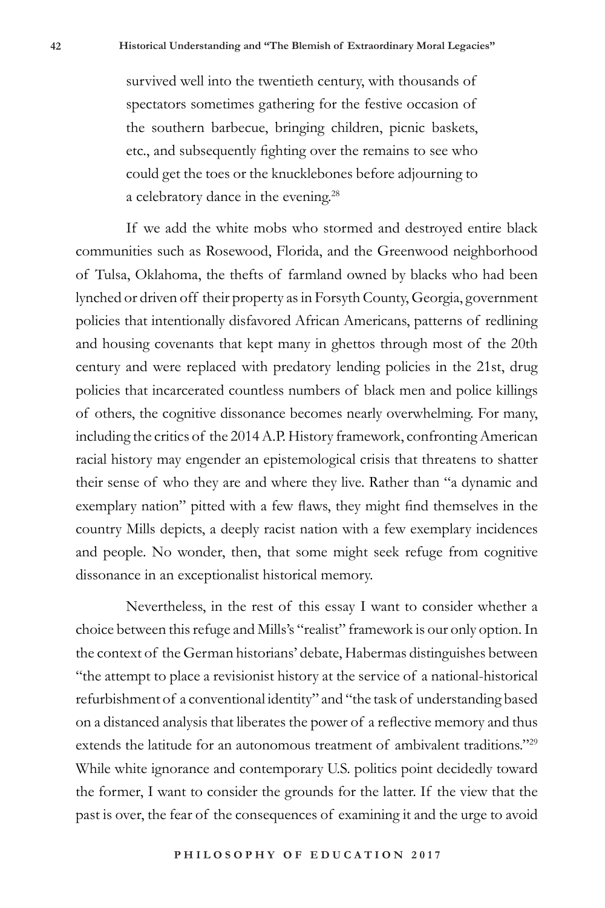> survived well into the twentieth century, with thousands of spectators sometimes gathering for the festive occasion of the southern barbecue, bringing children, picnic baskets, etc., and subsequently fighting over the remains to see who could get the toes or the knucklebones before adjourning to a celebratory dance in the evening.[28]

If we add the white mobs who stormed and destroyed entire black communities such as Rosewood, Florida, and the Greenwood neighborhood of Tulsa, Oklahoma, the thefts of farmland owned by blacks who had been lynched or driven off their property as in Forsyth County, Georgia, government policies that intentionally disfavored African Americans, patterns of redlining and housing covenants that kept many in ghettos through most of the 20th century and were replaced with predatory lending policies in the 21st, drug policies that incarcerated countless numbers of black men and police killings of others, the cognitive dissonance becomes nearly overwhelming. For many, including the critics of the 2014 A.P. History framework, confronting American racial history may engender an epistemological crisis that threatens to shatter their sense of who they are and where they live. Rather than "a dynamic and exemplary nation" pitted with a few flaws, they might find themselves in the country Mills depicts, a deeply racist nation with a few exemplary incidences and people. No wonder, then, that some might seek refuge from cognitive dissonance in an exceptionalist historical memory.

Nevertheless, in the rest of this essay I want to consider whether a choice between this refuge and Mills's "realist" framework is our only option. In the context of the German historians' debate, Habermas distinguishes between "the attempt to place a revisionist history at the service of a national-historical refurbishment of a conventional identity" and "the task of understanding based on a distanced analysis that liberates the power of a reflective memory and thus extends the latitude for an autonomous treatment of ambivalent traditions."[29] While white ignorance and contemporary U.S. politics point decidedly toward the former, I want to consider the grounds for the latter. If the view that the past is over, the fear of the consequences of examining it and the urge to avoid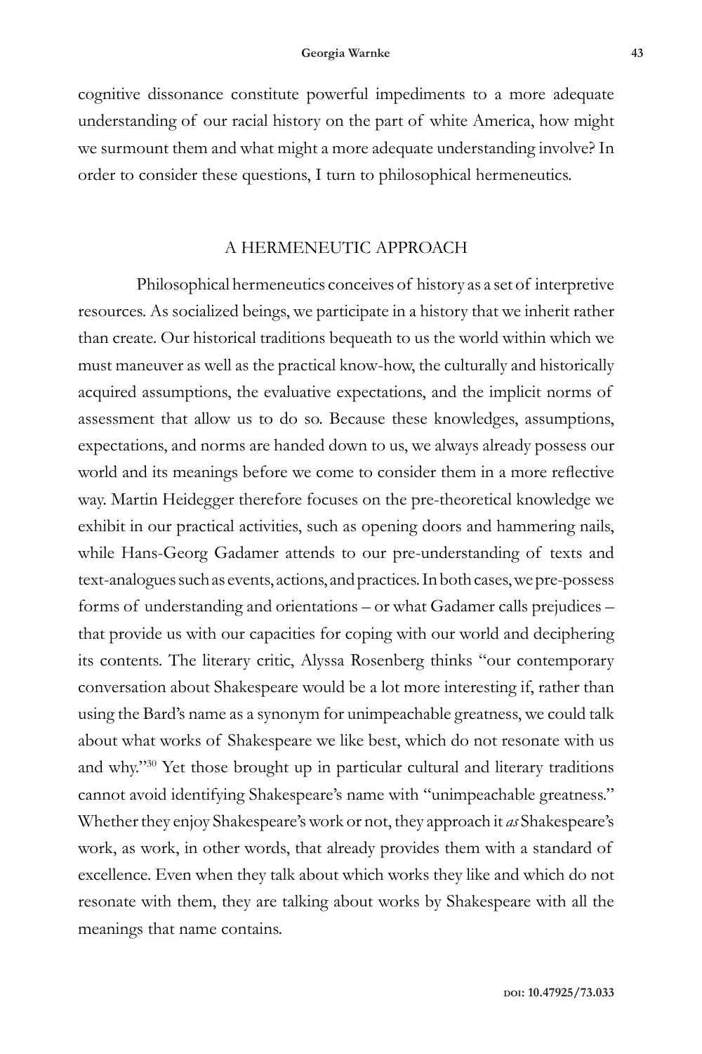cognitive dissonance constitute powerful impediments to a more adequate understanding of our racial history on the part of white America, how might we surmount them and what might a more adequate understanding involve? In order to consider these questions, I turn to philosophical hermeneutics.

## A HERMENEUTIC APPROACH

Philosophical hermeneutics conceives of history as a set of interpretive resources. As socialized beings, we participate in a history that we inherit rather than create. Our historical traditions bequeath to us the world within which we must maneuver as well as the practical know-how, the culturally and historically acquired assumptions, the evaluative expectations, and the implicit norms of assessment that allow us to do so. Because these knowledges, assumptions, expectations, and norms are handed down to us, we always already possess our world and its meanings before we come to consider them in a more reflective way. Martin Heidegger therefore focuses on the pre-theoretical knowledge we exhibit in our practical activities, such as opening doors and hammering nails, while Hans-Georg Gadamer attends to our pre-understanding of texts and text-analogues such as events, actions, and practices. In both cases, we pre-possess forms of understanding and orientations – or what Gadamer calls prejudices – that provide us with our capacities for coping with our world and deciphering its contents. The literary critic, Alyssa Rosenberg thinks "our contemporary conversation about Shakespeare would be a lot more interesting if, rather than using the Bard's name as a synonym for unimpeachable greatness, we could talk about what works of Shakespeare we like best, which do not resonate with us and why."[30] Yet those brought up in particular cultural and literary traditions cannot avoid identifying Shakespeare's name with "unimpeachable greatness." Whether they enjoy Shakespeare's work or not, they approach it *as* Shakespeare's work, as work, in other words, that already provides them with a standard of excellence. Even when they talk about which works they like and which do not resonate with them, they are talking about works by Shakespeare with all the meanings that name contains.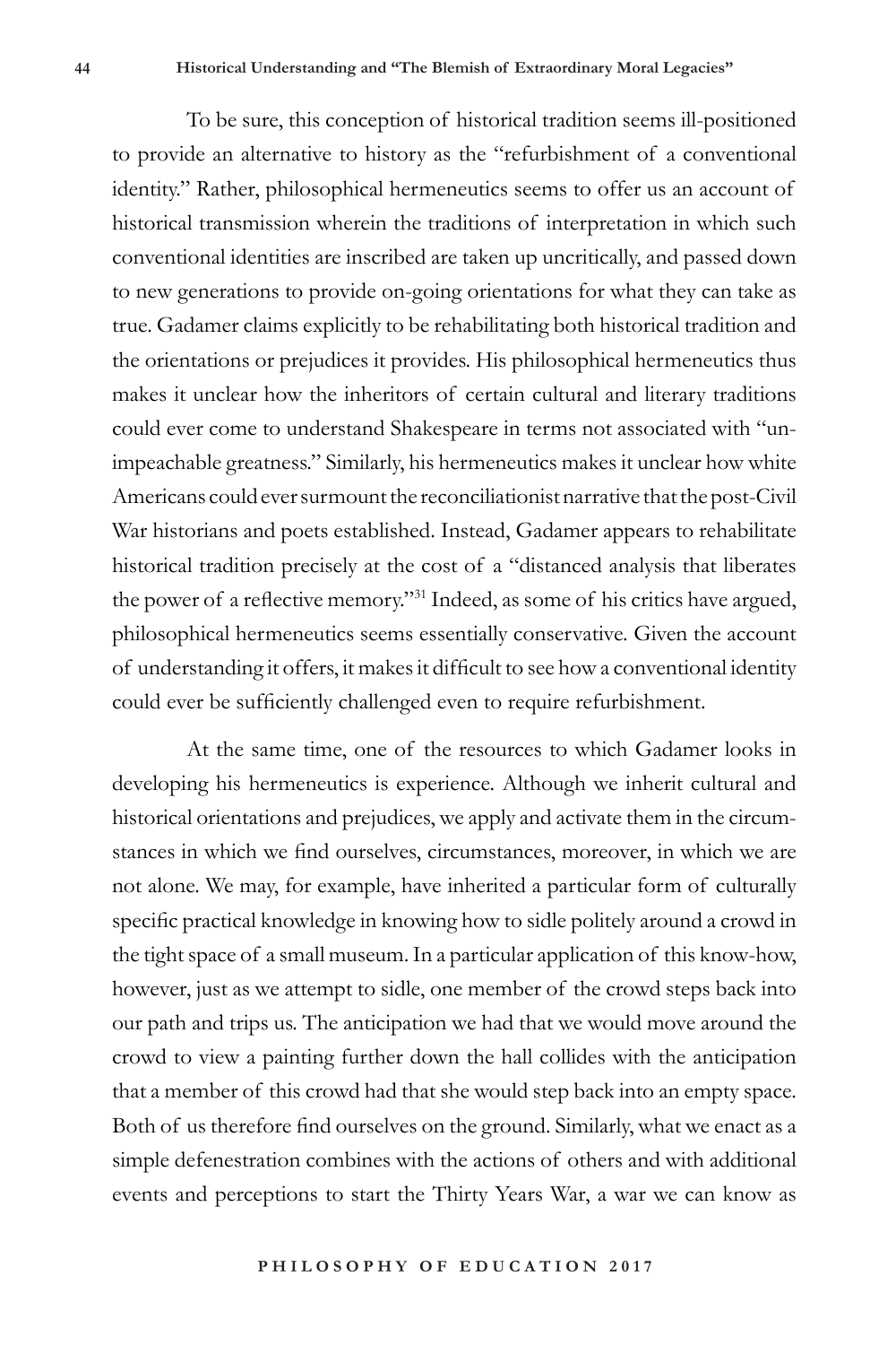To be sure, this conception of historical tradition seems ill-positioned to provide an alternative to history as the "refurbishment of a conventional identity." Rather, philosophical hermeneutics seems to offer us an account of historical transmission wherein the traditions of interpretation in which such conventional identities are inscribed are taken up uncritically, and passed down to new generations to provide on-going orientations for what they can take as true. Gadamer claims explicitly to be rehabilitating both historical tradition and the orientations or prejudices it provides. His philosophical hermeneutics thus makes it unclear how the inheritors of certain cultural and literary traditions could ever come to understand Shakespeare in terms not associated with "unimpeachable greatness." Similarly, his hermeneutics makes it unclear how white Americans could ever surmount the reconciliationist narrative that the post-Civil War historians and poets established. Instead, Gadamer appears to rehabilitate historical tradition precisely at the cost of a "distanced analysis that liberates the power of a reflective memory."[31] Indeed, as some of his critics have argued, philosophical hermeneutics seems essentially conservative. Given the account of understanding it offers, it makes it difficult to see how a conventional identity could ever be sufficiently challenged even to require refurbishment.

At the same time, one of the resources to which Gadamer looks in developing his hermeneutics is experience. Although we inherit cultural and historical orientations and prejudices, we apply and activate them in the circumstances in which we find ourselves, circumstances, moreover, in which we are not alone. We may, for example, have inherited a particular form of culturally specific practical knowledge in knowing how to sidle politely around a crowd in the tight space of a small museum. In a particular application of this know-how, however, just as we attempt to sidle, one member of the crowd steps back into our path and trips us. The anticipation we had that we would move around the crowd to view a painting further down the hall collides with the anticipation that a member of this crowd had that she would step back into an empty space. Both of us therefore find ourselves on the ground. Similarly, what we enact as a simple defenestration combines with the actions of others and with additional events and perceptions to start the Thirty Years War, a war we can know as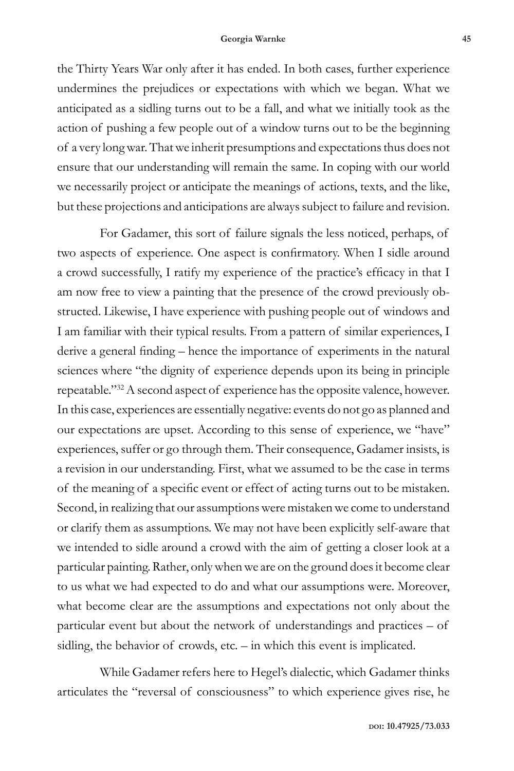the Thirty Years War only after it has ended. In both cases, further experience undermines the prejudices or expectations with which we began. What we anticipated as a sidling turns out to be a fall, and what we initially took as the action of pushing a few people out of a window turns out to be the beginning of a very long war. That we inherit presumptions and expectations thus does not ensure that our understanding will remain the same. In coping with our world we necessarily project or anticipate the meanings of actions, texts, and the like, but these projections and anticipations are always subject to failure and revision.

For Gadamer, this sort of failure signals the less noticed, perhaps, of two aspects of experience. One aspect is confirmatory. When I sidle around a crowd successfully, I ratify my experience of the practice's efficacy in that I am now free to view a painting that the presence of the crowd previously obstructed. Likewise, I have experience with pushing people out of windows and I am familiar with their typical results. From a pattern of similar experiences, I derive a general finding – hence the importance of experiments in the natural sciences where "the dignity of experience depends upon its being in principle repeatable."[32] A second aspect of experience has the opposite valence, however. In this case, experiences are essentially negative: events do not go as planned and our expectations are upset. According to this sense of experience, we "have" experiences, suffer or go through them. Their consequence, Gadamer insists, is a revision in our understanding. First, what we assumed to be the case in terms of the meaning of a specific event or effect of acting turns out to be mistaken. Second, in realizing that our assumptions were mistaken we come to understand or clarify them as assumptions. We may not have been explicitly self-aware that we intended to sidle around a crowd with the aim of getting a closer look at a particular painting. Rather, only when we are on the ground does it become clear to us what we had expected to do and what our assumptions were. Moreover, what become clear are the assumptions and expectations not only about the particular event but about the network of understandings and practices – of sidling, the behavior of crowds, etc. – in which this event is implicated.

While Gadamer refers here to Hegel's dialectic, which Gadamer thinks articulates the "reversal of consciousness" to which experience gives rise, he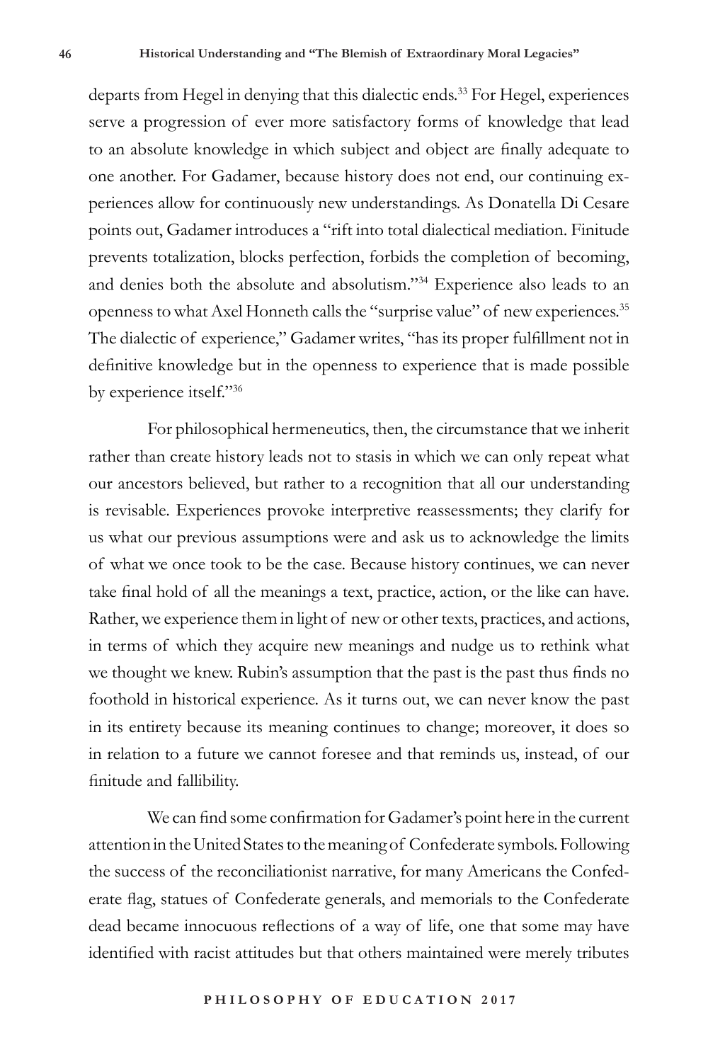departs from Hegel in denying that this dialectic ends.[33] For Hegel, experiences serve a progression of ever more satisfactory forms of knowledge that lead to an absolute knowledge in which subject and object are finally adequate to one another. For Gadamer, because history does not end, our continuing experiences allow for continuously new understandings. As Donatella Di Cesare points out, Gadamer introduces a "rift into total dialectical mediation. Finitude prevents totalization, blocks perfection, forbids the completion of becoming, and denies both the absolute and absolutism."[34] Experience also leads to an openness to what Axel Honneth calls the "surprise value" of new experiences.[35] The dialectic of experience," Gadamer writes, "has its proper fulfillment not in definitive knowledge but in the openness to experience that is made possible by experience itself."[36]

For philosophical hermeneutics, then, the circumstance that we inherit rather than create history leads not to stasis in which we can only repeat what our ancestors believed, but rather to a recognition that all our understanding is revisable. Experiences provoke interpretive reassessments; they clarify for us what our previous assumptions were and ask us to acknowledge the limits of what we once took to be the case. Because history continues, we can never take final hold of all the meanings a text, practice, action, or the like can have. Rather, we experience them in light of new or other texts, practices, and actions, in terms of which they acquire new meanings and nudge us to rethink what we thought we knew. Rubin's assumption that the past is the past thus finds no foothold in historical experience. As it turns out, we can never know the past in its entirety because its meaning continues to change; moreover, it does so in relation to a future we cannot foresee and that reminds us, instead, of our finitude and fallibility.

We can find some confirmation for Gadamer's point here in the current attention in the United States to the meaning of Confederate symbols. Following the success of the reconciliationist narrative, for many Americans the Confederate flag, statues of Confederate generals, and memorials to the Confederate dead became innocuous reflections of a way of life, one that some may have identified with racist attitudes but that others maintained were merely tributes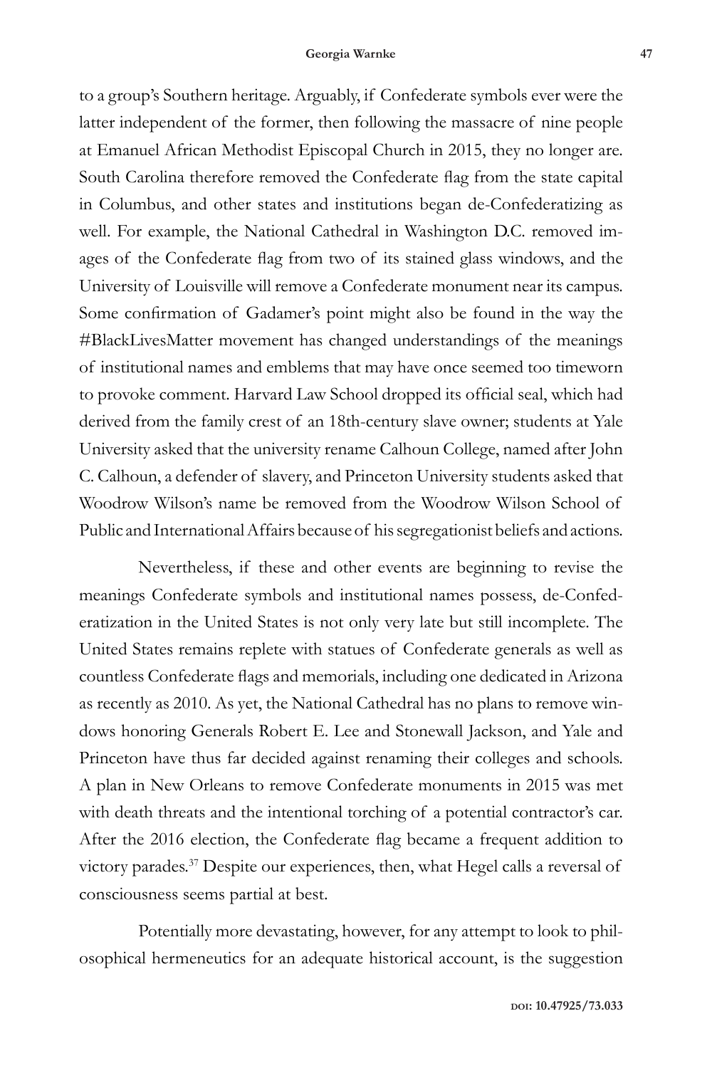to a group's Southern heritage. Arguably, if Confederate symbols ever were the latter independent of the former, then following the massacre of nine people at Emanuel African Methodist Episcopal Church in 2015, they no longer are. South Carolina therefore removed the Confederate flag from the state capital in Columbus, and other states and institutions began de-Confederatizing as well. For example, the National Cathedral in Washington D.C. removed images of the Confederate flag from two of its stained glass windows, and the University of Louisville will remove a Confederate monument near its campus. Some confirmation of Gadamer's point might also be found in the way the #BlackLivesMatter movement has changed understandings of the meanings of institutional names and emblems that may have once seemed too timeworn to provoke comment. Harvard Law School dropped its official seal, which had derived from the family crest of an 18th-century slave owner; students at Yale University asked that the university rename Calhoun College, named after John C. Calhoun, a defender of slavery, and Princeton University students asked that Woodrow Wilson's name be removed from the Woodrow Wilson School of Public and International Affairs because of his segregationist beliefs and actions.

Nevertheless, if these and other events are beginning to revise the meanings Confederate symbols and institutional names possess, de-Confederatization in the United States is not only very late but still incomplete. The United States remains replete with statues of Confederate generals as well as countless Confederate flags and memorials, including one dedicated in Arizona as recently as 2010. As yet, the National Cathedral has no plans to remove windows honoring Generals Robert E. Lee and Stonewall Jackson, and Yale and Princeton have thus far decided against renaming their colleges and schools. A plan in New Orleans to remove Confederate monuments in 2015 was met with death threats and the intentional torching of a potential contractor's car. After the 2016 election, the Confederate flag became a frequent addition to victory parades.[37] Despite our experiences, then, what Hegel calls a reversal of consciousness seems partial at best.

Potentially more devastating, however, for any attempt to look to philosophical hermeneutics for an adequate historical account, is the suggestion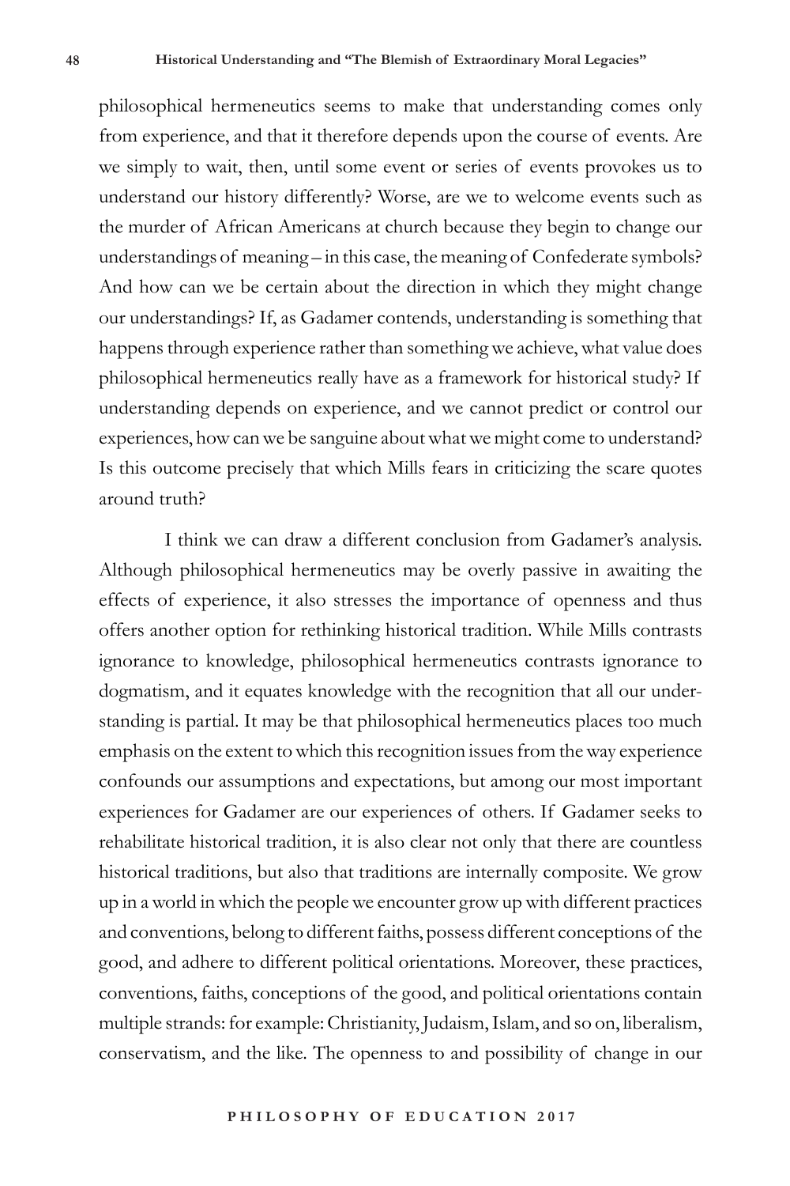philosophical hermeneutics seems to make that understanding comes only from experience, and that it therefore depends upon the course of events. Are we simply to wait, then, until some event or series of events provokes us to understand our history differently? Worse, are we to welcome events such as the murder of African Americans at church because they begin to change our understandings of meaning – in this case, the meaning of Confederate symbols? And how can we be certain about the direction in which they might change our understandings? If, as Gadamer contends, understanding is something that happens through experience rather than something we achieve, what value does philosophical hermeneutics really have as a framework for historical study? If understanding depends on experience, and we cannot predict or control our experiences, how can we be sanguine about what we might come to understand? Is this outcome precisely that which Mills fears in criticizing the scare quotes around truth?

I think we can draw a different conclusion from Gadamer's analysis. Although philosophical hermeneutics may be overly passive in awaiting the effects of experience, it also stresses the importance of openness and thus offers another option for rethinking historical tradition. While Mills contrasts ignorance to knowledge, philosophical hermeneutics contrasts ignorance to dogmatism, and it equates knowledge with the recognition that all our understanding is partial. It may be that philosophical hermeneutics places too much emphasis on the extent to which this recognition issues from the way experience confounds our assumptions and expectations, but among our most important experiences for Gadamer are our experiences of others. If Gadamer seeks to rehabilitate historical tradition, it is also clear not only that there are countless historical traditions, but also that traditions are internally composite. We grow up in a world in which the people we encounter grow up with different practices and conventions, belong to different faiths, possess different conceptions of the good, and adhere to different political orientations. Moreover, these practices, conventions, faiths, conceptions of the good, and political orientations contain multiple strands: for example: Christianity, Judaism, Islam, and so on, liberalism, conservatism, and the like. The openness to and possibility of change in our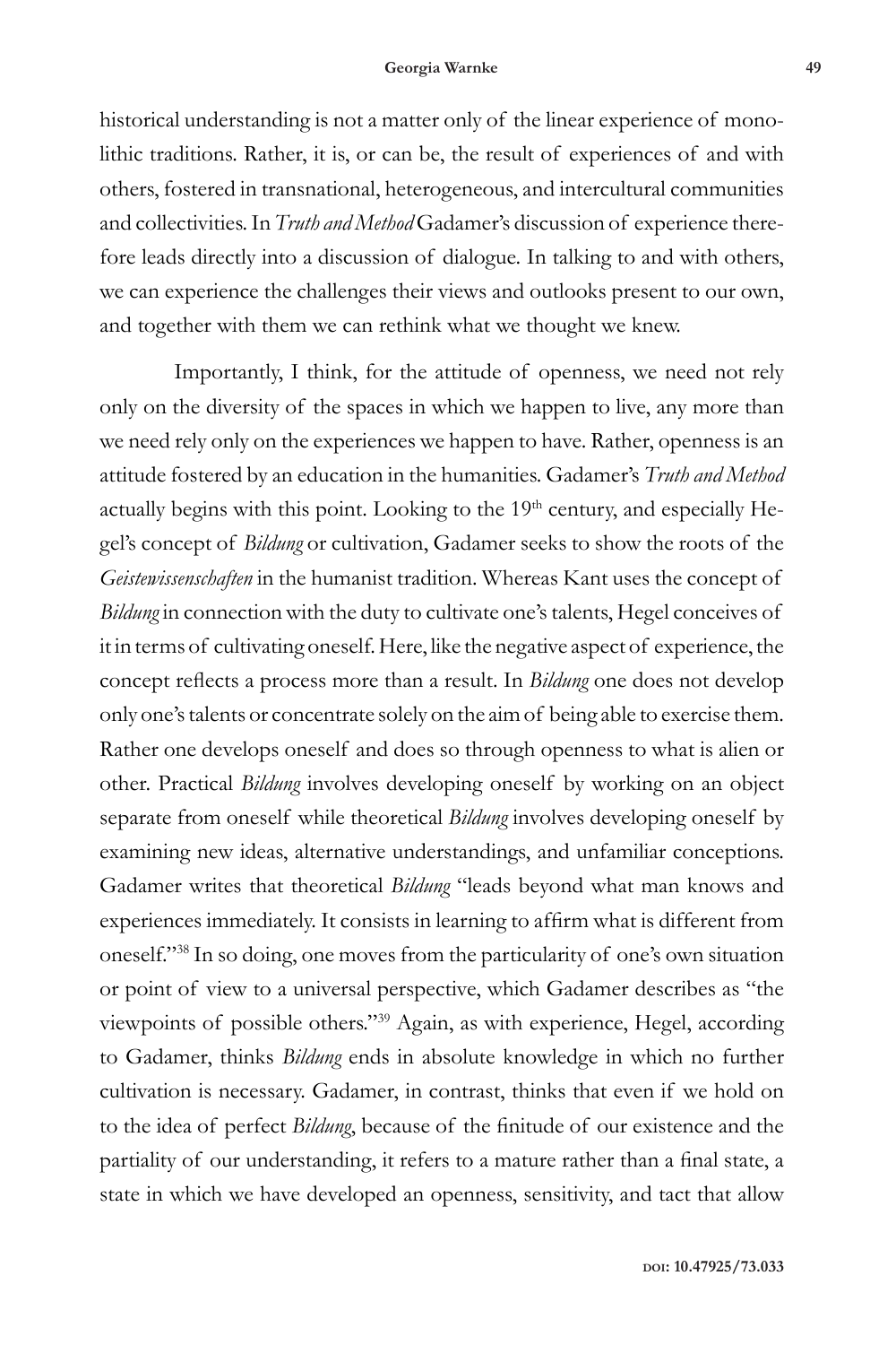historical understanding is not a matter only of the linear experience of monolithic traditions. Rather, it is, or can be, the result of experiences of and with others, fostered in transnational, heterogeneous, and intercultural communities and collectivities. In *Truth and Method* Gadamer's discussion of experience therefore leads directly into a discussion of dialogue. In talking to and with others, we can experience the challenges their views and outlooks present to our own, and together with them we can rethink what we thought we knew.

Importantly, I think, for the attitude of openness, we need not rely only on the diversity of the spaces in which we happen to live, any more than we need rely only on the experiences we happen to have. Rather, openness is an attitude fostered by an education in the humanities. Gadamer's *Truth and Method* actually begins with this point. Looking to the 19th century, and especially Hegel's concept of *Bildung* or cultivation, Gadamer seeks to show the roots of the *Geisteswissenschaften* in the humanist tradition. Whereas Kant uses the concept of *Bildung* in connection with the duty to cultivate one's talents, Hegel conceives of it in terms of cultivating oneself. Here, like the negative aspect of experience, the concept reflects a process more than a result. In *Bildung* one does not develop only one's talents or concentrate solely on the aim of being able to exercise them. Rather one develops oneself and does so through openness to what is alien or other. Practical *Bildung* involves developing oneself by working on an object separate from oneself while theoretical *Bildung* involves developing oneself by examining new ideas, alternative understandings, and unfamiliar conceptions. Gadamer writes that theoretical *Bildung* "leads beyond what man knows and experiences immediately. It consists in learning to affirm what is different from oneself."[38] In so doing, one moves from the particularity of one's own situation or point of view to a universal perspective, which Gadamer describes as "the viewpoints of possible others."[39] Again, as with experience, Hegel, according to Gadamer, thinks *Bildung* ends in absolute knowledge in which no further cultivation is necessary. Gadamer, in contrast, thinks that even if we hold on to the idea of perfect *Bildung*, because of the finitude of our existence and the partiality of our understanding, it refers to a mature rather than a final state, a state in which we have developed an openness, sensitivity, and tact that allow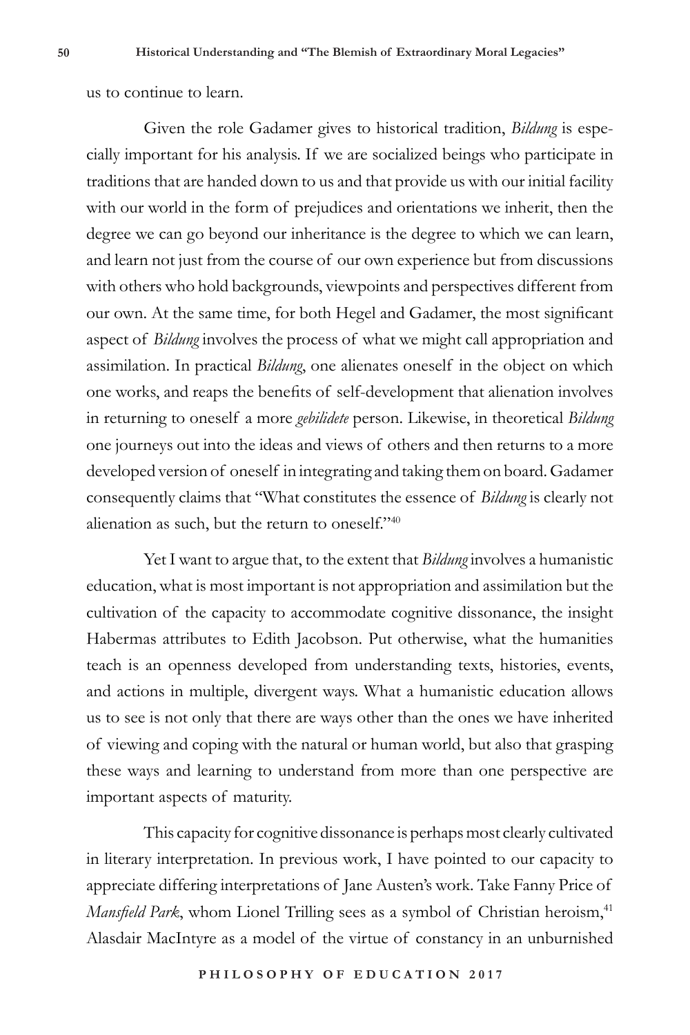us to continue to learn.

Given the role Gadamer gives to historical tradition, *Bildung* is especially important for his analysis. If we are socialized beings who participate in traditions that are handed down to us and that provide us with our initial facility with our world in the form of prejudices and orientations we inherit, then the degree we can go beyond our inheritance is the degree to which we can learn, and learn not just from the course of our own experience but from discussions with others who hold backgrounds, viewpoints and perspectives different from our own. At the same time, for both Hegel and Gadamer, the most significant aspect of *Bildung* involves the process of what we might call appropriation and assimilation. In practical *Bildung*, one alienates oneself in the object on which one works, and reaps the benefits of self-development that alienation involves in returning to oneself a more *gebilidete* person. Likewise, in theoretical *Bildung* one journeys out into the ideas and views of others and then returns to a more developed version of oneself in integrating and taking them on board. Gadamer consequently claims that "What constitutes the essence of *Bildung* is clearly not alienation as such, but the return to oneself."[40]

Yet I want to argue that, to the extent that *Bildung* involves a humanistic education, what is most important is not appropriation and assimilation but the cultivation of the capacity to accommodate cognitive dissonance, the insight Habermas attributes to Edith Jacobson. Put otherwise, what the humanities teach is an openness developed from understanding texts, histories, events, and actions in multiple, divergent ways. What a humanistic education allows us to see is not only that there are ways other than the ones we have inherited of viewing and coping with the natural or human world, but also that grasping these ways and learning to understand from more than one perspective are important aspects of maturity.

This capacity for cognitive dissonance is perhaps most clearly cultivated in literary interpretation. In previous work, I have pointed to our capacity to appreciate differing interpretations of Jane Austen's work. Take Fanny Price of *Mansfield Park*, whom Lionel Trilling sees as a symbol of Christian heroism,[41] Alasdair MacIntyre as a model of the virtue of constancy in an unburnished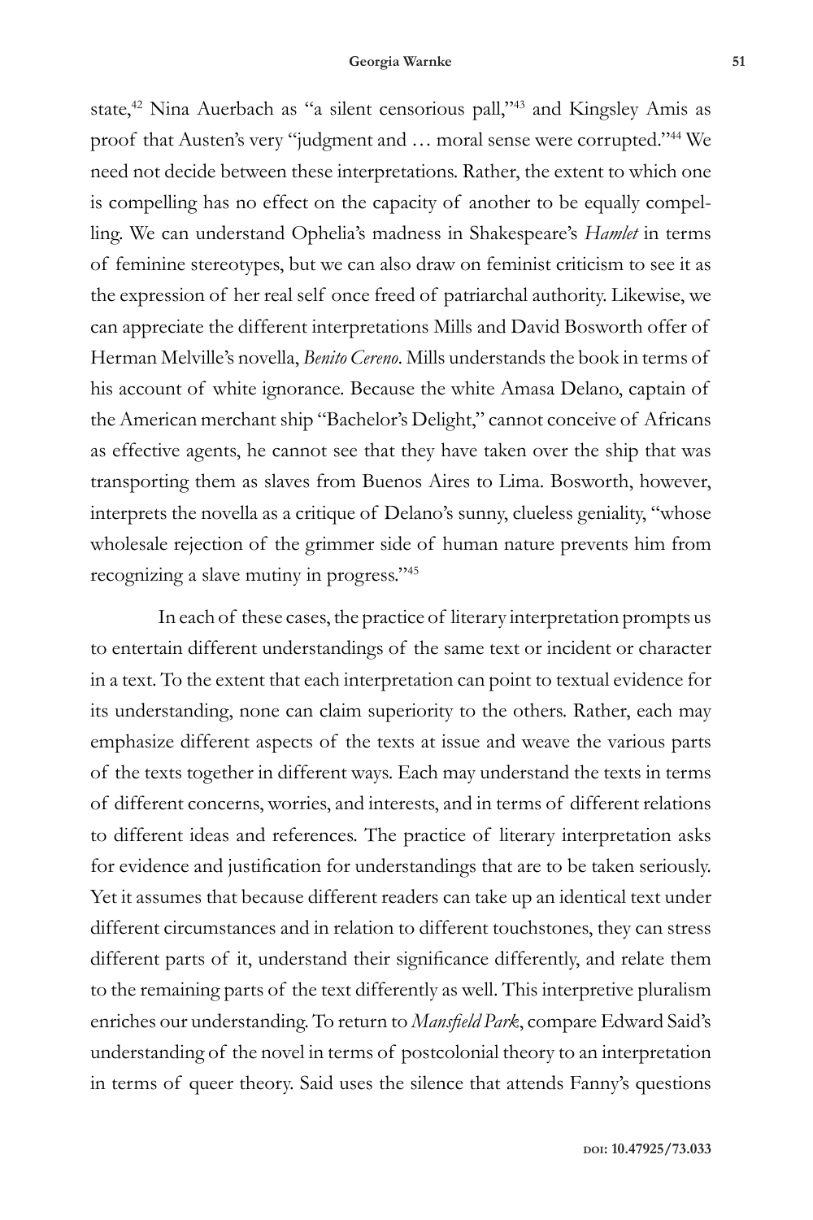state,[42] Nina Auerbach as "a silent censorious pall,"[43] and Kingsley Amis as proof that Austen's very "judgment and … moral sense were corrupted."[44] We need not decide between these interpretations. Rather, the extent to which one is compelling has no effect on the capacity of another to be equally compelling. We can understand Ophelia's madness in Shakespeare's *Hamlet* in terms of feminine stereotypes, but we can also draw on feminist criticism to see it as the expression of her real self once freed of patriarchal authority. Likewise, we can appreciate the different interpretations Mills and David Bosworth offer of Herman Melville's novella, *Benito Cereno*. Mills understands the book in terms of his account of white ignorance. Because the white Amasa Delano, captain of the American merchant ship "Bachelor's Delight," cannot conceive of Africans as effective agents, he cannot see that they have taken over the ship that was transporting them as slaves from Buenos Aires to Lima. Bosworth, however, interprets the novella as a critique of Delano's sunny, clueless geniality, "whose wholesale rejection of the grimmer side of human nature prevents him from recognizing a slave mutiny in progress."[45]

In each of these cases, the practice of literary interpretation prompts us to entertain different understandings of the same text or incident or character in a text. To the extent that each interpretation can point to textual evidence for its understanding, none can claim superiority to the others. Rather, each may emphasize different aspects of the texts at issue and weave the various parts of the texts together in different ways. Each may understand the texts in terms of different concerns, worries, and interests, and in terms of different relations to different ideas and references. The practice of literary interpretation asks for evidence and justification for understandings that are to be taken seriously. Yet it assumes that because different readers can take up an identical text under different circumstances and in relation to different touchstones, they can stress different parts of it, understand their significance differently, and relate them to the remaining parts of the text differently as well. This interpretive pluralism enriches our understanding. To return to *Mansfield Park*, compare Edward Said's understanding of the novel in terms of postcolonial theory to an interpretation in terms of queer theory. Said uses the silence that attends Fanny's questions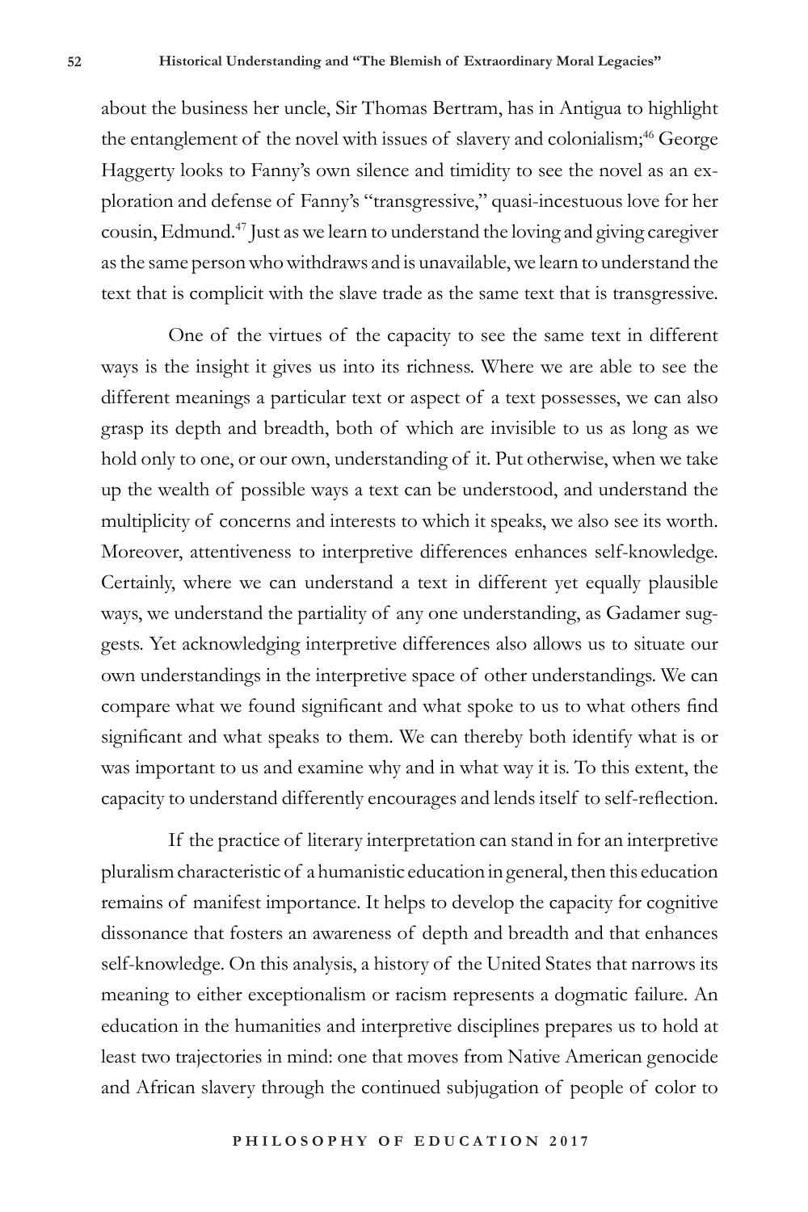about the business her uncle, Sir Thomas Bertram, has in Antigua to highlight the entanglement of the novel with issues of slavery and colonialism;[46] George Haggerty looks to Fanny's own silence and timidity to see the novel as an exploration and defense of Fanny's "transgressive," quasi-incestuous love for her cousin, Edmund.[47] Just as we learn to understand the loving and giving caregiver as the same person who withdraws and is unavailable, we learn to understand the text that is complicit with the slave trade as the same text that is transgressive.

One of the virtues of the capacity to see the same text in different ways is the insight it gives us into its richness. Where we are able to see the different meanings a particular text or aspect of a text possesses, we can also grasp its depth and breadth, both of which are invisible to us as long as we hold only to one, or our own, understanding of it. Put otherwise, when we take up the wealth of possible ways a text can be understood, and understand the multiplicity of concerns and interests to which it speaks, we also see its worth. Moreover, attentiveness to interpretive differences enhances self-knowledge. Certainly, where we can understand a text in different yet equally plausible ways, we understand the partiality of any one understanding, as Gadamer suggests. Yet acknowledging interpretive differences also allows us to situate our own understandings in the interpretive space of other understandings. We can compare what we found significant and what spoke to us to what others find significant and what speaks to them. We can thereby both identify what is or was important to us and examine why and in what way it is. To this extent, the capacity to understand differently encourages and lends itself to self-reflection.

If the practice of literary interpretation can stand in for an interpretive pluralism characteristic of a humanistic education in general, then this education remains of manifest importance. It helps to develop the capacity for cognitive dissonance that fosters an awareness of depth and breadth and that enhances self-knowledge. On this analysis, a history of the United States that narrows its meaning to either exceptionalism or racism represents a dogmatic failure. An education in the humanities and interpretive disciplines prepares us to hold at least two trajectories in mind: one that moves from Native American genocide and African slavery through the continued subjugation of people of color to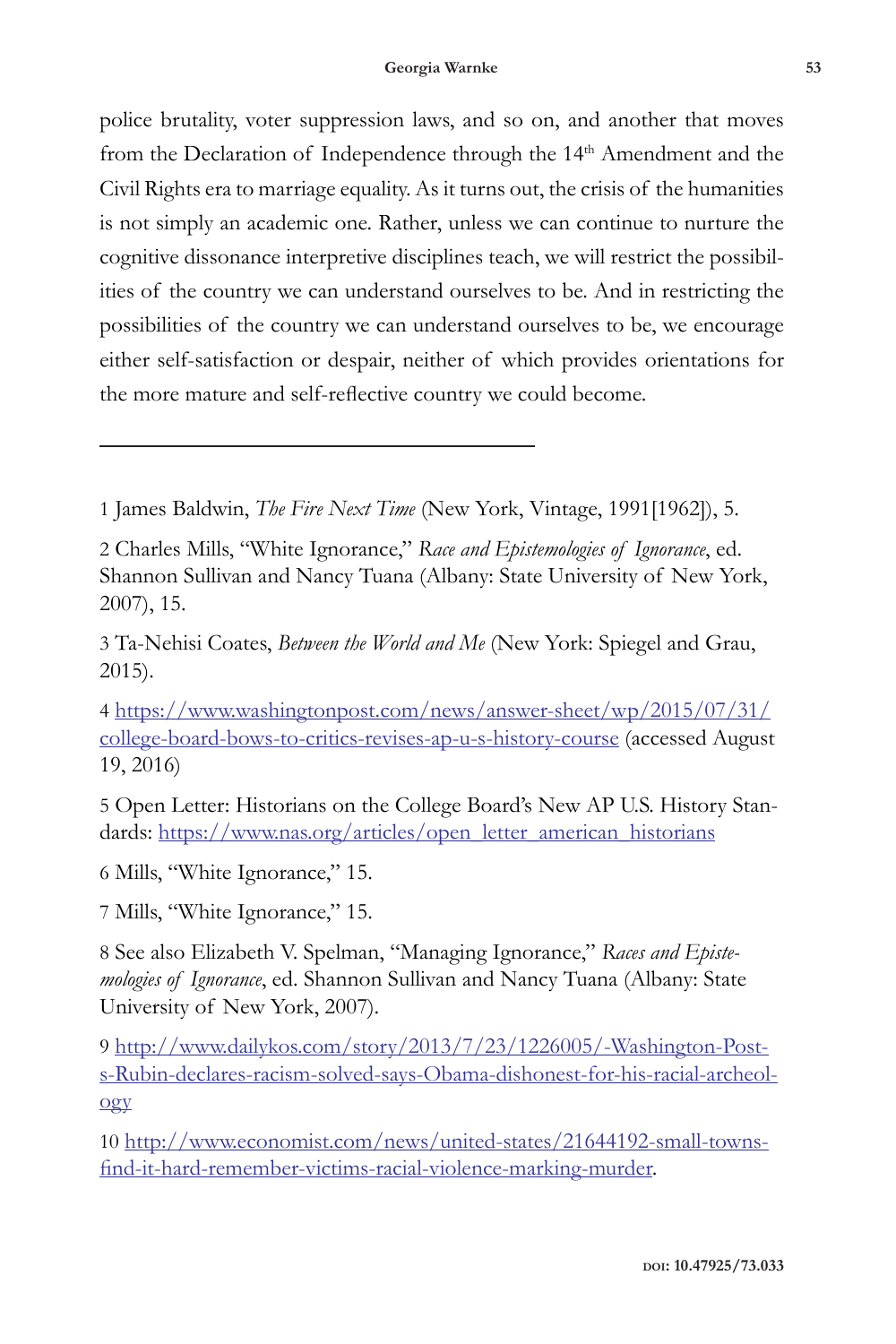police brutality, voter suppression laws, and so on, and another that moves from the Declaration of Independence through the 14th Amendment and the Civil Rights era to marriage equality. As it turns out, the crisis of the humanities is not simply an academic one. Rather, unless we can continue to nurture the cognitive dissonance interpretive disciplines teach, we will restrict the possibilities of the country we can understand ourselves to be. And in restricting the possibilities of the country we can understand ourselves to be, we encourage either self-satisfaction or despair, neither of which provides orientations for the more mature and self-reflective country we could become.

---

1 James Baldwin, *The Fire Next Time* (New York, Vintage, 1991[1962]), 5.

2 Charles Mills, "White Ignorance," *Race and Epistemologies of Ignorance*, ed. Shannon Sullivan and Nancy Tuana (Albany: State University of New York, 2007), 15.

3 Ta-Nehisi Coates, *Between the World and Me* (New York: Spiegel and Grau, 2015).

4 [https://www.washingtonpost.com/news/answer-sheet/wp/2015/07/31/college-board-bows-to-critics-revises-ap-u-s-history-course](https://www.washingtonpost.com/news/answer-sheet/wp/2015/07/31/college-board-bows-to-critics-revises-ap-u-s-history-course) (accessed August 19, 2016)

5 Open Letter: Historians on the College Board's New AP U.S. History Standards: [https://www.nas.org/articles/open_letter_american_historians](https://www.nas.org/articles/open_letter_american_historians)

6 Mills, "White Ignorance," 15.

7 Mills, "White Ignorance," 15.

8 See also Elizabeth V. Spelman, "Managing Ignorance," *Races and Epistemologies of Ignorance*, ed. Shannon Sullivan and Nancy Tuana (Albany: State University of New York, 2007).

9 [http://www.dailykos.com/story/2013/7/23/1226005/-Washington-Post-s-Rubin-declares-racism-solved-says-Obama-dishonest-for-his-racial-archeology](http://www.dailykos.com/story/2013/7/23/1226005/-Washington-Post-s-Rubin-declares-racism-solved-says-Obama-dishonest-for-his-racial-archeology)

10 [http://www.economist.com/news/united-states/21644192-small-towns-find-it-hard-remember-victims-racial-violence-marking-murder](http://www.economist.com/news/united-states/21644192-small-towns-find-it-hard-remember-victims-racial-violence-marking-murder).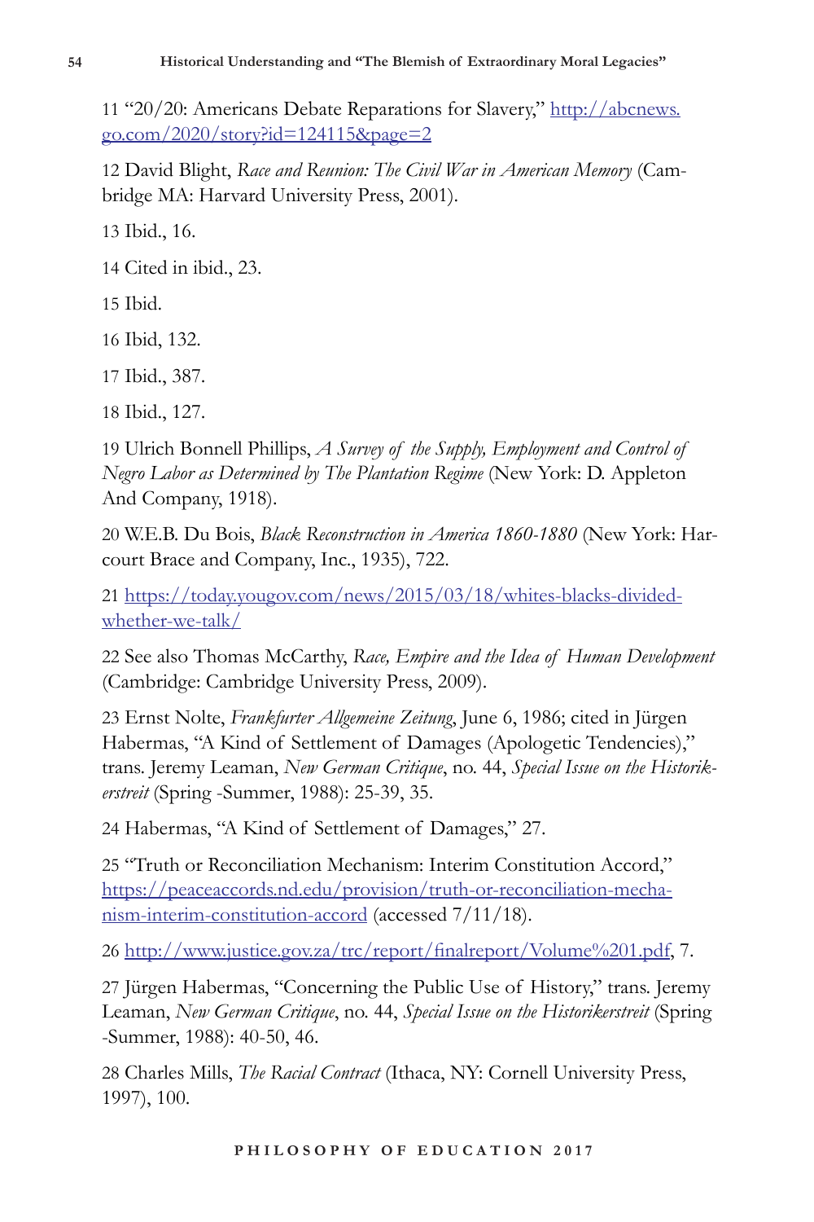11 "20/20: Americans Debate Reparations for Slavery," http://abcnews.go.com/2020/story?id=124115&page=2

12 David Blight, *Race and Reunion: The Civil War in American Memory* (Cambridge MA: Harvard University Press, 2001).

13 Ibid., 16.

14 Cited in ibid., 23.

15 Ibid.

16 Ibid, 132.

17 Ibid., 387.

18 Ibid., 127.

19 Ulrich Bonnell Phillips, *A Survey of the Supply, Employment and Control of Negro Labor as Determined by The Plantation Regime* (New York: D. Appleton And Company, 1918).

20 W.E.B. Du Bois, *Black Reconstruction in America 1860-1880* (New York: Harcourt Brace and Company, Inc., 1935), 722.

21 https://today.yougov.com/news/2015/03/18/whites-blacks-divided-whether-we-talk/

22 See also Thomas McCarthy, *Race, Empire and the Idea of Human Development* (Cambridge: Cambridge University Press, 2009).

23 Ernst Nolte, *Frankfurter Allgemeine Zeitung*, June 6, 1986; cited in Jürgen Habermas, "A Kind of Settlement of Damages (Apologetic Tendencies)," trans. Jeremy Leaman, *New German Critique*, no. 44, *Special Issue on the Historikerstreit* (Spring -Summer, 1988): 25-39, 35.

24 Habermas, "A Kind of Settlement of Damages," 27.

25 "Truth or Reconciliation Mechanism: Interim Constitution Accord," https://peaceaccords.nd.edu/provision/truth-or-reconciliation-mechanism-interim-constitution-accord (accessed 7/11/18).

26 http://www.justice.gov.za/trc/report/finalreport/Volume%201.pdf, 7.

27 Jürgen Habermas, "Concerning the Public Use of History," trans. Jeremy Leaman, *New German Critique*, no. 44, *Special Issue on the Historikerstreit* (Spring -Summer, 1988): 40-50, 46.

28 Charles Mills, *The Racial Contract* (Ithaca, NY: Cornell University Press, 1997), 100.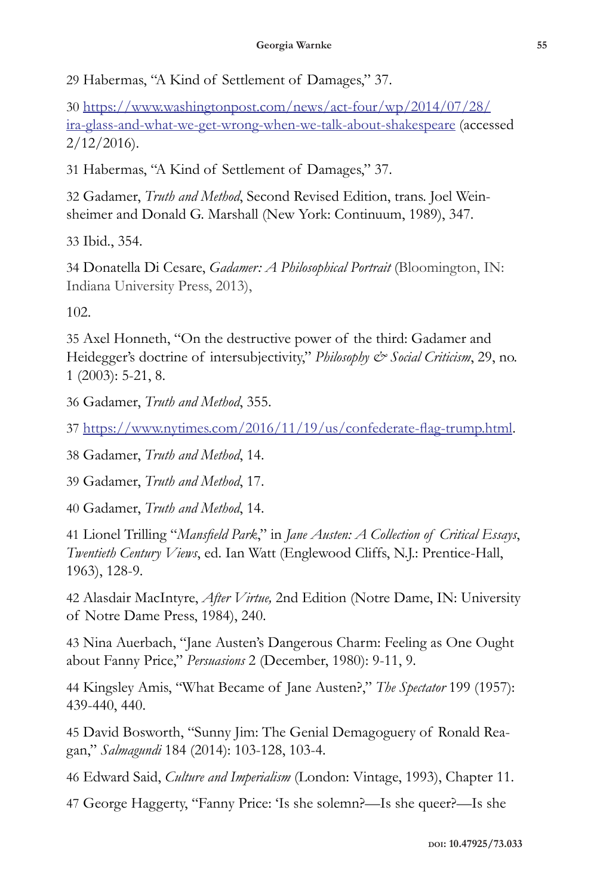29 Habermas, "A Kind of Settlement of Damages," 37.

30 https://www.washingtonpost.com/news/act-four/wp/2014/07/28/ira-glass-and-what-we-get-wrong-when-we-talk-about-shakespeare (accessed 2/12/2016).

31 Habermas, "A Kind of Settlement of Damages," 37.

32 Gadamer, *Truth and Method*, Second Revised Edition, trans. Joel Weinsheimer and Donald G. Marshall (New York: Continuum, 1989), 347.

33 Ibid., 354.

34 Donatella Di Cesare, *Gadamer: A Philosophical Portrait* (Bloomington, IN: Indiana University Press, 2013),

102.

35 Axel Honneth, "On the destructive power of the third: Gadamer and Heidegger's doctrine of intersubjectivity," *Philosophy & Social Criticism*, 29, no. 1 (2003): 5-21, 8.

36 Gadamer, *Truth and Method*, 355.

37 https://www.nytimes.com/2016/11/19/us/confederate-flag-trump.html.

38 Gadamer, *Truth and Method*, 14.

39 Gadamer, *Truth and Method*, 17.

40 Gadamer, *Truth and Method*, 14.

41 Lionel Trilling "*Mansfield Park*," in *Jane Austen: A Collection of Critical Essays*, *Twentieth Century Views*, ed. Ian Watt (Englewood Cliffs, N.J.: Prentice-Hall, 1963), 128-9.

42 Alasdair MacIntyre, *After Virtue,* 2nd Edition (Notre Dame, IN: University of Notre Dame Press, 1984), 240.

43 Nina Auerbach, "Jane Austen's Dangerous Charm: Feeling as One Ought about Fanny Price," *Persuasions* 2 (December, 1980): 9-11, 9.

44 Kingsley Amis, "What Became of Jane Austen?," *The Spectator* 199 (1957): 439-440, 440.

45 David Bosworth, "Sunny Jim: The Genial Demagoguery of Ronald Reagan," *Salmagundi* 184 (2014): 103-128, 103-4.

46 Edward Said, *Culture and Imperialism* (London: Vintage, 1993), Chapter 11.

47 George Haggerty, "Fanny Price: 'Is she solemn?—Is she queer?—Is she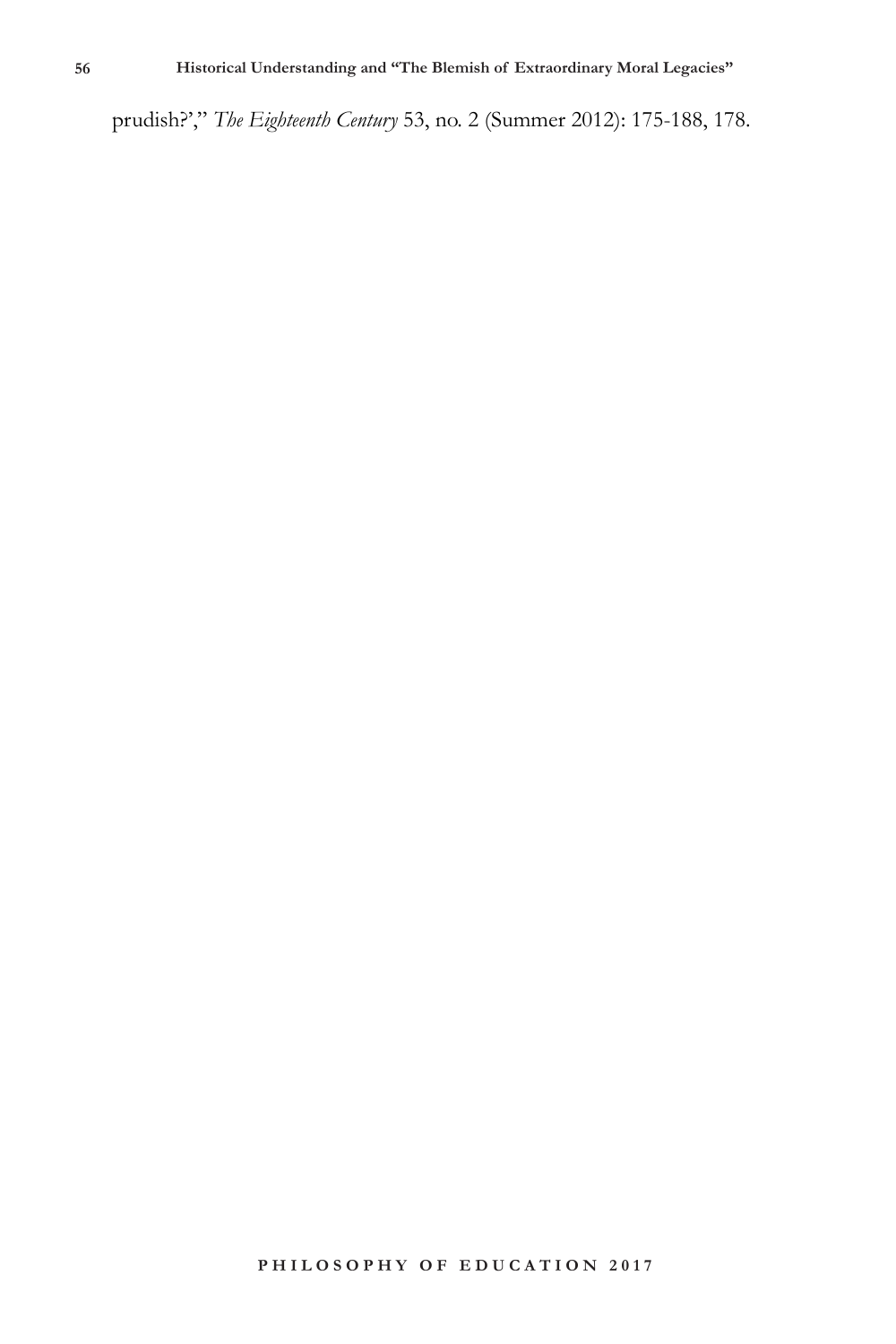prudish?’,” *The Eighteenth Century* 53, no. 2 (Summer 2012): 175-188, 178.